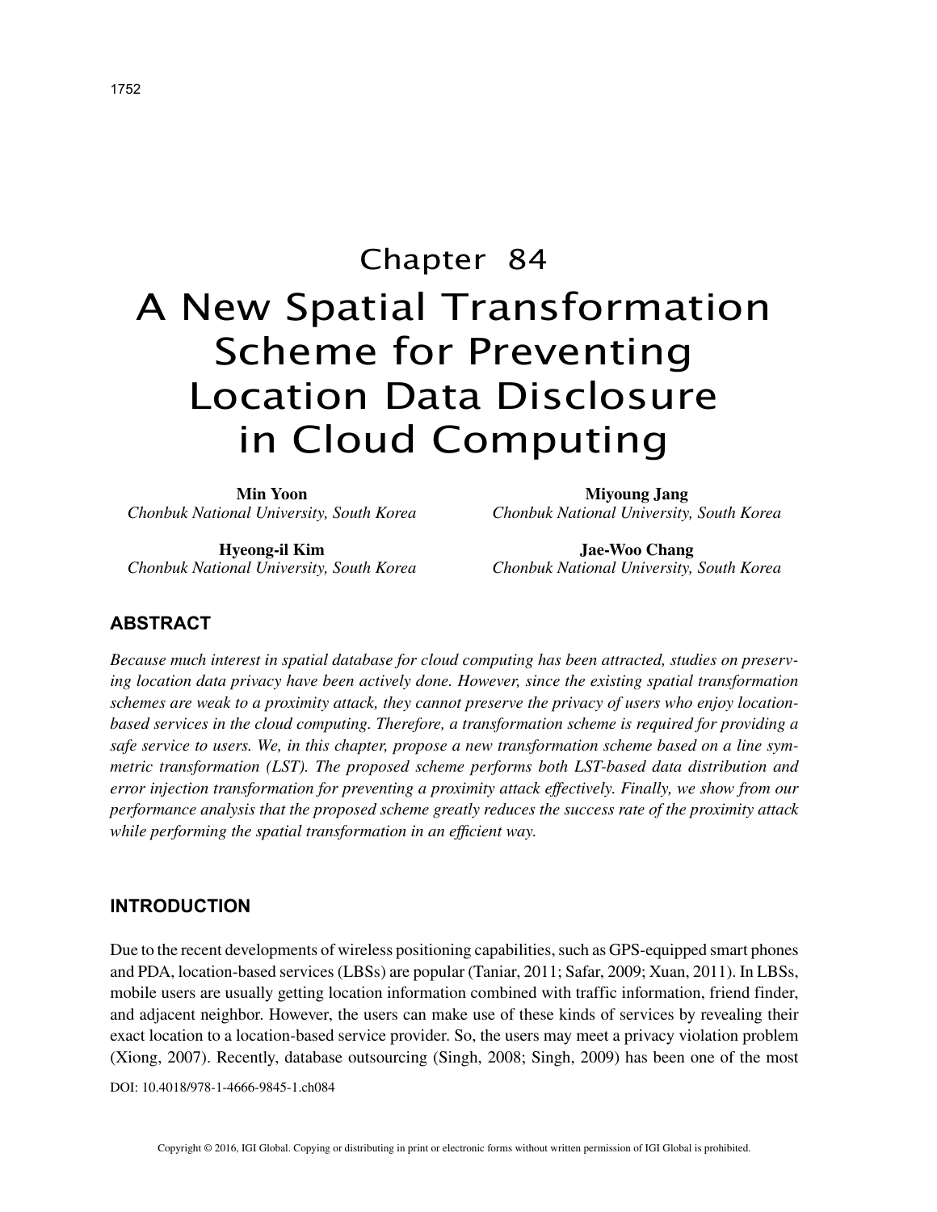# Chapter 84
# A New Spatial Transformation Scheme for Preventing Location Data Disclosure in Cloud Computing

**Min Yoon**
*Chonbuk National University, South Korea*

**Miyoung Jang**
*Chonbuk National University, South Korea*

**Hyeong-il Kim**
*Chonbuk National University, South Korea*

**Jae-Woo Chang**
*Chonbuk National University, South Korea*

## ABSTRACT

*Because much interest in spatial database for cloud computing has been attracted, studies on preserving location data privacy have been actively done. However, since the existing spatial transformation schemes are weak to a proximity attack, they cannot preserve the privacy of users who enjoy location-based services in the cloud computing. Therefore, a transformation scheme is required for providing a safe service to users. We, in this chapter, propose a new transformation scheme based on a line symmetric transformation (LST). The proposed scheme performs both LST-based data distribution and error injection transformation for preventing a proximity attack effectively. Finally, we show from our performance analysis that the proposed scheme greatly reduces the success rate of the proximity attack while performing the spatial transformation in an efficient way.*

## INTRODUCTION

Due to the recent developments of wireless positioning capabilities, such as GPS-equipped smart phones and PDA, location-based services (LBSs) are popular (Taniar, 2011; Safar, 2009; Xuan, 2011). In LBSs, mobile users are usually getting location information combined with traffic information, friend finder, and adjacent neighbor. However, the users can make use of these kinds of services by revealing their exact location to a location-based service provider. So, the users may meet a privacy violation problem (Xiong, 2007). Recently, database outsourcing (Singh, 2008; Singh, 2009) has been one of the most

DOI: 10.4018/978-1-4666-9845-1.ch084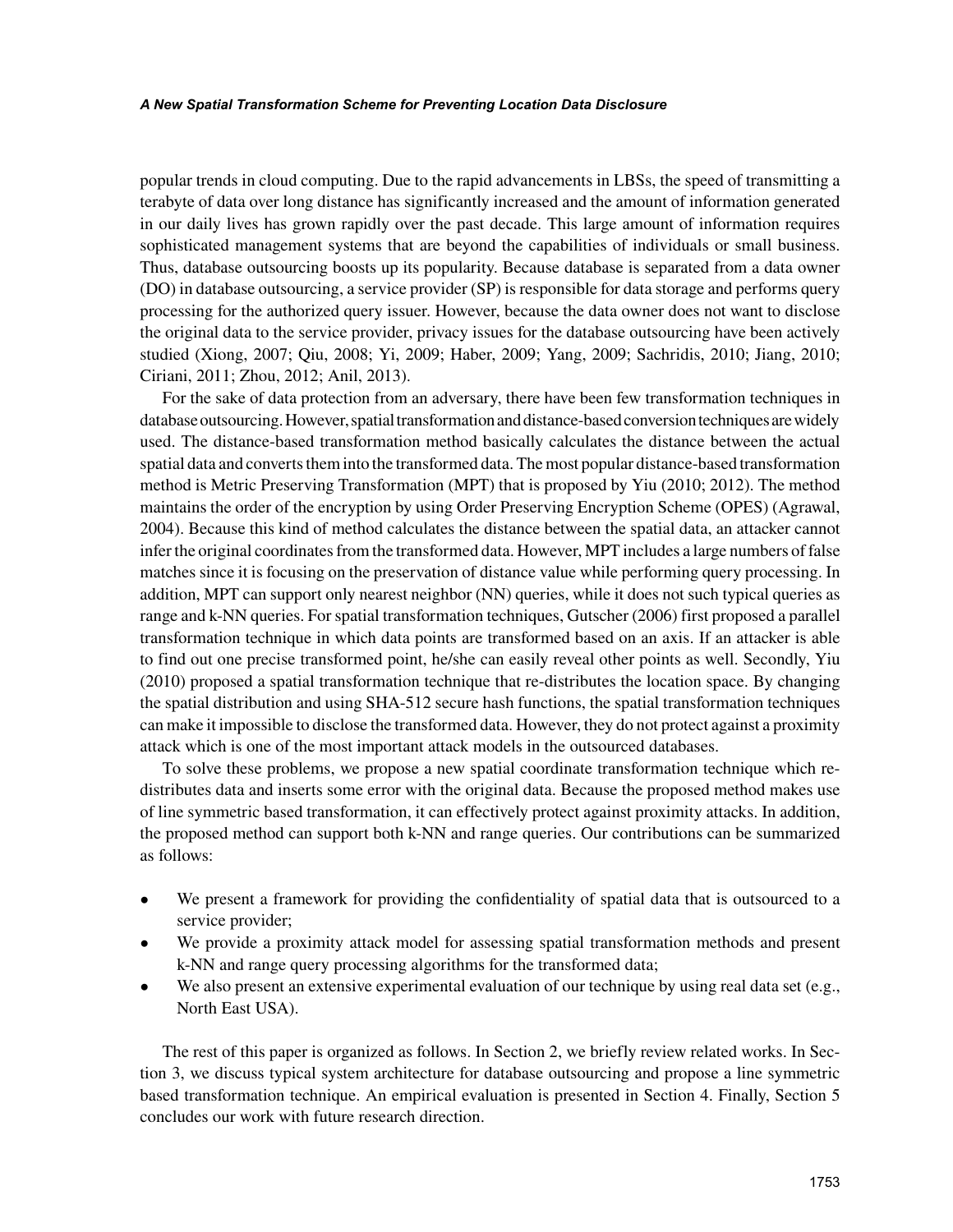popular trends in cloud computing. Due to the rapid advancements in LBSs, the speed of transmitting a terabyte of data over long distance has significantly increased and the amount of information generated in our daily lives has grown rapidly over the past decade. This large amount of information requires sophisticated management systems that are beyond the capabilities of individuals or small business. Thus, database outsourcing boosts up its popularity. Because database is separated from a data owner (DO) in database outsourcing, a service provider (SP) is responsible for data storage and performs query processing for the authorized query issuer. However, because the data owner does not want to disclose the original data to the service provider, privacy issues for the database outsourcing have been actively studied (Xiong, 2007; Qiu, 2008; Yi, 2009; Haber, 2009; Yang, 2009; Sachridis, 2010; Jiang, 2010; Ciriani, 2011; Zhou, 2012; Anil, 2013).

For the sake of data protection from an adversary, there have been few transformation techniques in database outsourcing. However, spatial transformation and distance-based conversion techniques are widely used. The distance-based transformation method basically calculates the distance between the actual spatial data and converts them into the transformed data. The most popular distance-based transformation method is Metric Preserving Transformation (MPT) that is proposed by Yiu (2010; 2012). The method maintains the order of the encryption by using Order Preserving Encryption Scheme (OPES) (Agrawal, 2004). Because this kind of method calculates the distance between the spatial data, an attacker cannot infer the original coordinates from the transformed data. However, MPT includes a large numbers of false matches since it is focusing on the preservation of distance value while performing query processing. In addition, MPT can support only nearest neighbor (NN) queries, while it does not such typical queries as range and k-NN queries. For spatial transformation techniques, Gutscher (2006) first proposed a parallel transformation technique in which data points are transformed based on an axis. If an attacker is able to find out one precise transformed point, he/she can easily reveal other points as well. Secondly, Yiu (2010) proposed a spatial transformation technique that re-distributes the location space. By changing the spatial distribution and using SHA-512 secure hash functions, the spatial transformation techniques can make it impossible to disclose the transformed data. However, they do not protect against a proximity attack which is one of the most important attack models in the outsourced databases.

To solve these problems, we propose a new spatial coordinate transformation technique which re-distributes data and inserts some error with the original data. Because the proposed method makes use of line symmetric based transformation, it can effectively protect against proximity attacks. In addition, the proposed method can support both k-NN and range queries. Our contributions can be summarized as follows:

- We present a framework for providing the confidentiality of spatial data that is outsourced to a service provider;
- We provide a proximity attack model for assessing spatial transformation methods and present k-NN and range query processing algorithms for the transformed data;
- We also present an extensive experimental evaluation of our technique by using real data set (e.g., North East USA).

The rest of this paper is organized as follows. In Section 2, we briefly review related works. In Section 3, we discuss typical system architecture for database outsourcing and propose a line symmetric based transformation technique. An empirical evaluation is presented in Section 4. Finally, Section 5 concludes our work with future research direction.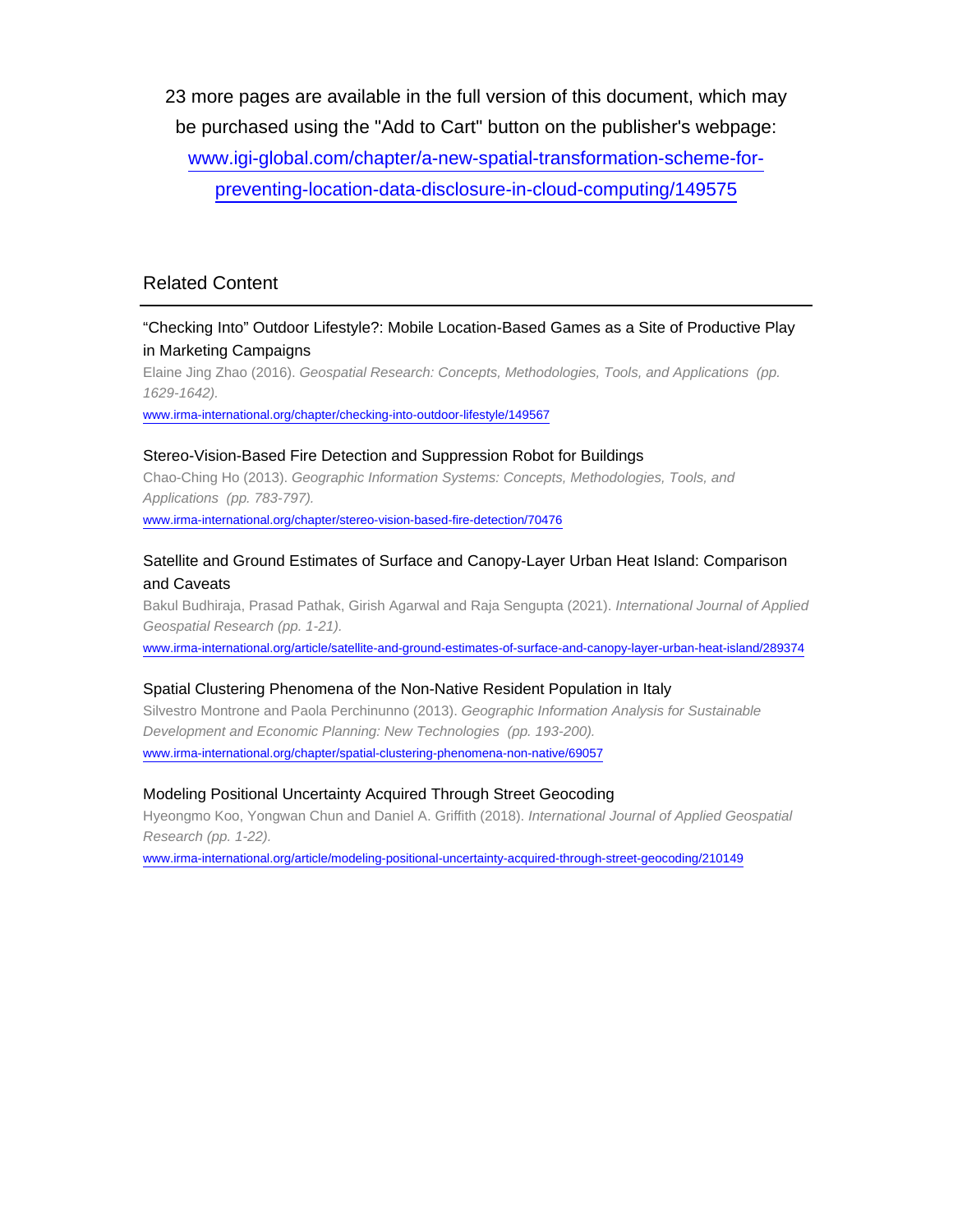23 more pages are available in the full version of this document, which may be purchased using the "Add to Cart" button on the publisher's webpage: www.igi-global.com/chapter/a-new-spatial-transformation-scheme-for-preventing-location-data-disclosure-in-cloud-computing/149575

## Related Content

"Checking Into" Outdoor Lifestyle?: Mobile Location-Based Games as a Site of Productive Play in Marketing Campaigns
Elaine Jing Zhao (2016). *Geospatial Research: Concepts, Methodologies, Tools, and Applications (pp. 1629-1642).*
www.irma-international.org/chapter/checking-into-outdoor-lifestyle/149567

Stereo-Vision-Based Fire Detection and Suppression Robot for Buildings
Chao-Ching Ho (2013). *Geographic Information Systems: Concepts, Methodologies, Tools, and Applications (pp. 783-797).*
www.irma-international.org/chapter/stereo-vision-based-fire-detection/70476

Satellite and Ground Estimates of Surface and Canopy-Layer Urban Heat Island: Comparison and Caveats
Bakul Budhiraja, Prasad Pathak, Girish Agarwal and Raja Sengupta (2021). *International Journal of Applied Geospatial Research (pp. 1-21).*
www.irma-international.org/article/satellite-and-ground-estimates-of-surface-and-canopy-layer-urban-heat-island/289374

Spatial Clustering Phenomena of the Non-Native Resident Population in Italy
Silvestro Montrone and Paola Perchinunno (2013). *Geographic Information Analysis for Sustainable Development and Economic Planning: New Technologies (pp. 193-200).*
www.irma-international.org/chapter/spatial-clustering-phenomena-non-native/69057

Modeling Positional Uncertainty Acquired Through Street Geocoding
Hyeongmo Koo, Yongwan Chun and Daniel A. Griffith (2018). *International Journal of Applied Geospatial Research (pp. 1-22).*
www.irma-international.org/article/modeling-positional-uncertainty-acquired-through-street-geocoding/210149